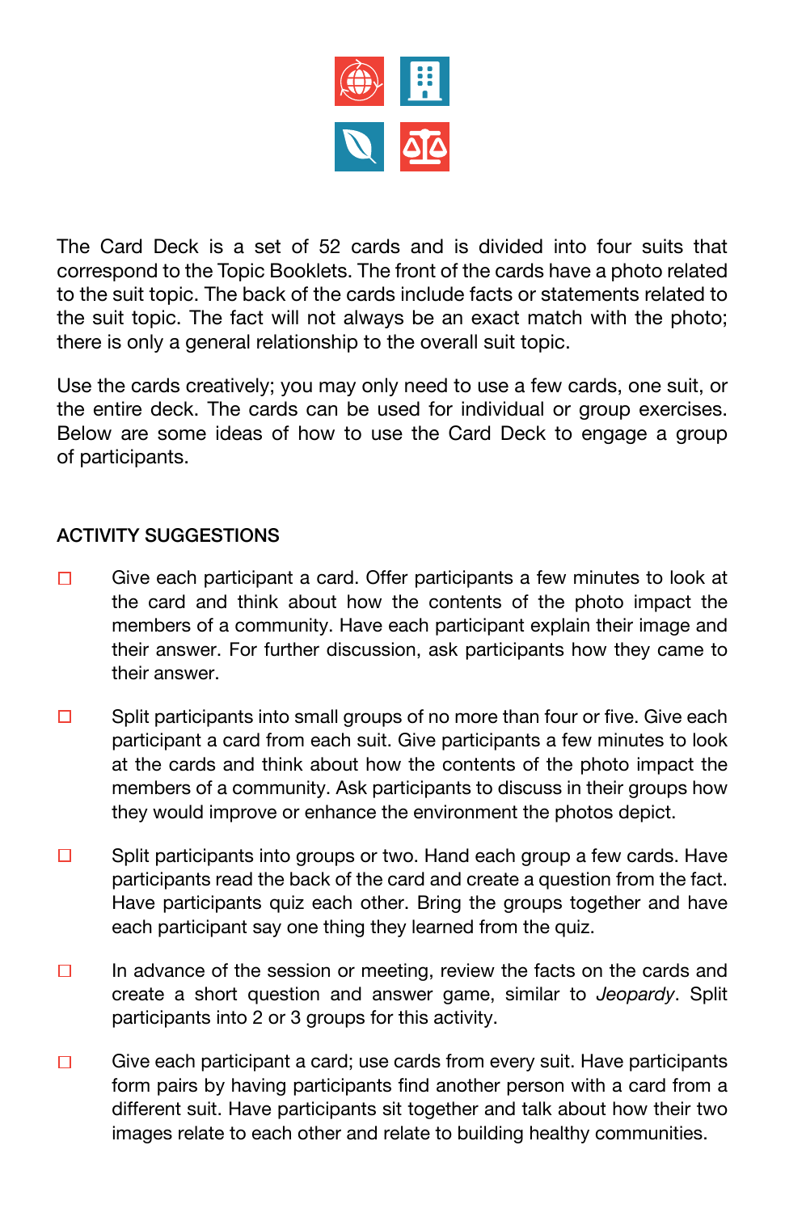The Card Deck is a set of 52 cards and is divided into four suits that correspond to the Topic Booklets. The front of the cards have a photo related to the suit topic. The back of the cards include facts or statements related to the suit topic. The fact will not always be an exact match with the photo; there is only a general relationship to the overall suit topic.

Use the cards creatively; you may only need to use a few cards, one suit, or the entire deck. The cards can be used for individual or group exercises. Below are some ideas of how to use the Card Deck to engage a group of participants.

## ACTIVITY SUGGESTIONS

- ☐ Give each participant a card. Offer participants a few minutes to look at the card and think about how the contents of the photo impact the members of a community. Have each participant explain their image and their answer. For further discussion, ask participants how they came to their answer.

- ☐ Split participants into small groups of no more than four or five. Give each participant a card from each suit. Give participants a few minutes to look at the cards and think about how the contents of the photo impact the members of a community. Ask participants to discuss in their groups how they would improve or enhance the environment the photos depict.

- ☐ Split participants into groups or two. Hand each group a few cards. Have participants read the back of the card and create a question from the fact. Have participants quiz each other. Bring the groups together and have each participant say one thing they learned from the quiz.

- ☐ In advance of the session or meeting, review the facts on the cards and create a short question and answer game, similar to *Jeopardy*. Split participants into 2 or 3 groups for this activity.

- ☐ Give each participant a card; use cards from every suit. Have participants form pairs by having participants find another person with a card from a different suit. Have participants sit together and talk about how their two images relate to each other and relate to building healthy communities.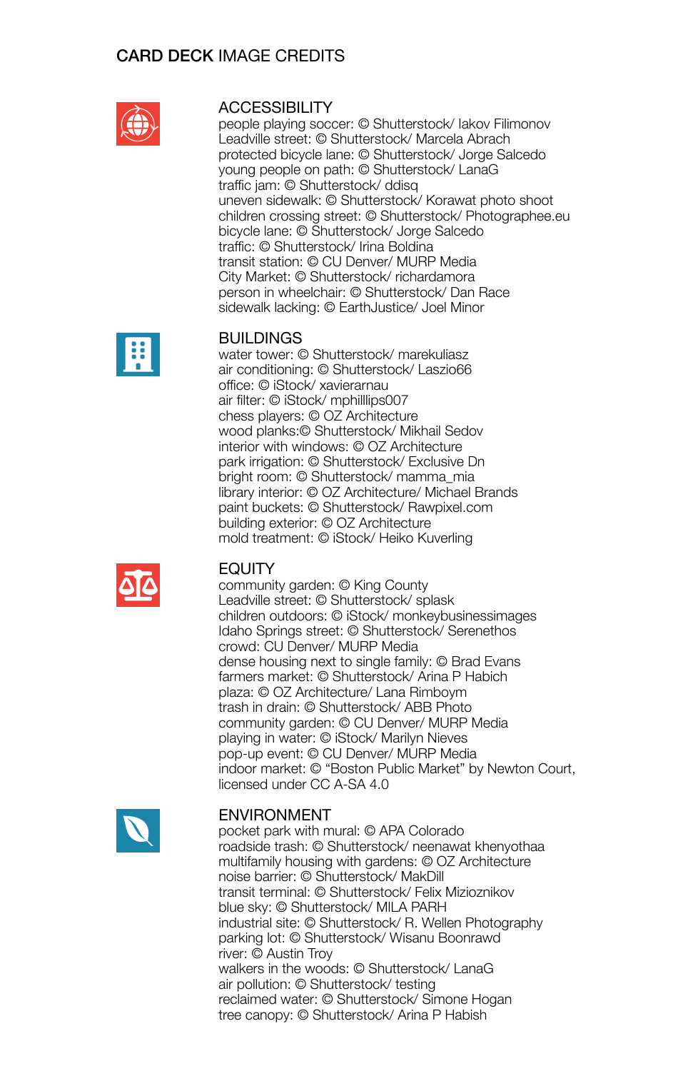## CARD DECK IMAGE CREDITS

### ACCESSIBILITY

people playing soccer: © Shutterstock/ Iakov Filimonov
Leadville street: © Shutterstock/ Marcela Abrach
protected bicycle lane: © Shutterstock/ Jorge Salcedo
young people on path: © Shutterstock/ LanaG
traffic jam: © Shutterstock/ ddisq
uneven sidewalk: © Shutterstock/ Korawat photo shoot
children crossing street: © Shutterstock/ Photographee.eu
bicycle lane: © Shutterstock/ Jorge Salcedo
traffic: © Shutterstock/ Irina Boldina
transit station: © CU Denver/ MURP Media
City Market: © Shutterstock/ richardamora
person in wheelchair: © Shutterstock/ Dan Race
sidewalk lacking: © EarthJustice/ Joel Minor

### BUILDINGS

water tower: © Shutterstock/ marekuliasz
air conditioning: © Shutterstock/ Laszio66
office: © iStock/ xavierarnau
air filter: © iStock/ mphilllips007
chess players: © OZ Architecture
wood planks:© Shutterstock/ Mikhail Sedov
interior with windows: © OZ Architecture
park irrigation: © Shutterstock/ Exclusive Dn
bright room: © Shutterstock/ mamma_mia
library interior: © OZ Architecture/ Michael Brands
paint buckets: © Shutterstock/ Rawpixel.com
building exterior: © OZ Architecture
mold treatment: © iStock/ Heiko Kuverling

### EQUITY

community garden: © King County
Leadville street: © Shutterstock/ splask
children outdoors: © iStock/ monkeybusinessimages
Idaho Springs street: © Shutterstock/ Serenethos
crowd: CU Denver/ MURP Media
dense housing next to single family: © Brad Evans
farmers market: © Shutterstock/ Arina P Habich
plaza: © OZ Architecture/ Lana Rimboym
trash in drain: © Shutterstock/ ABB Photo
community garden: © CU Denver/ MURP Media
playing in water: © iStock/ Marilyn Nieves
pop-up event: © CU Denver/ MURP Media
indoor market: © "Boston Public Market" by Newton Court, licensed under CC A-SA 4.0

### ENVIRONMENT

pocket park with mural: © APA Colorado
roadside trash: © Shutterstock/ neenawat khenyothaa
multifamily housing with gardens: © OZ Architecture
noise barrier: © Shutterstock/ MakDill
transit terminal: © Shutterstock/ Felix Mizioznikov
blue sky: © Shutterstock/ MILA PARH
industrial site: © Shutterstock/ R. Wellen Photography
parking lot: © Shutterstock/ Wisanu Boonrawd
river: © Austin Troy
walkers in the woods: © Shutterstock/ LanaG
air pollution: © Shutterstock/ testing
reclaimed water: © Shutterstock/ Simone Hogan
tree canopy: © Shutterstock/ Arina P Habish